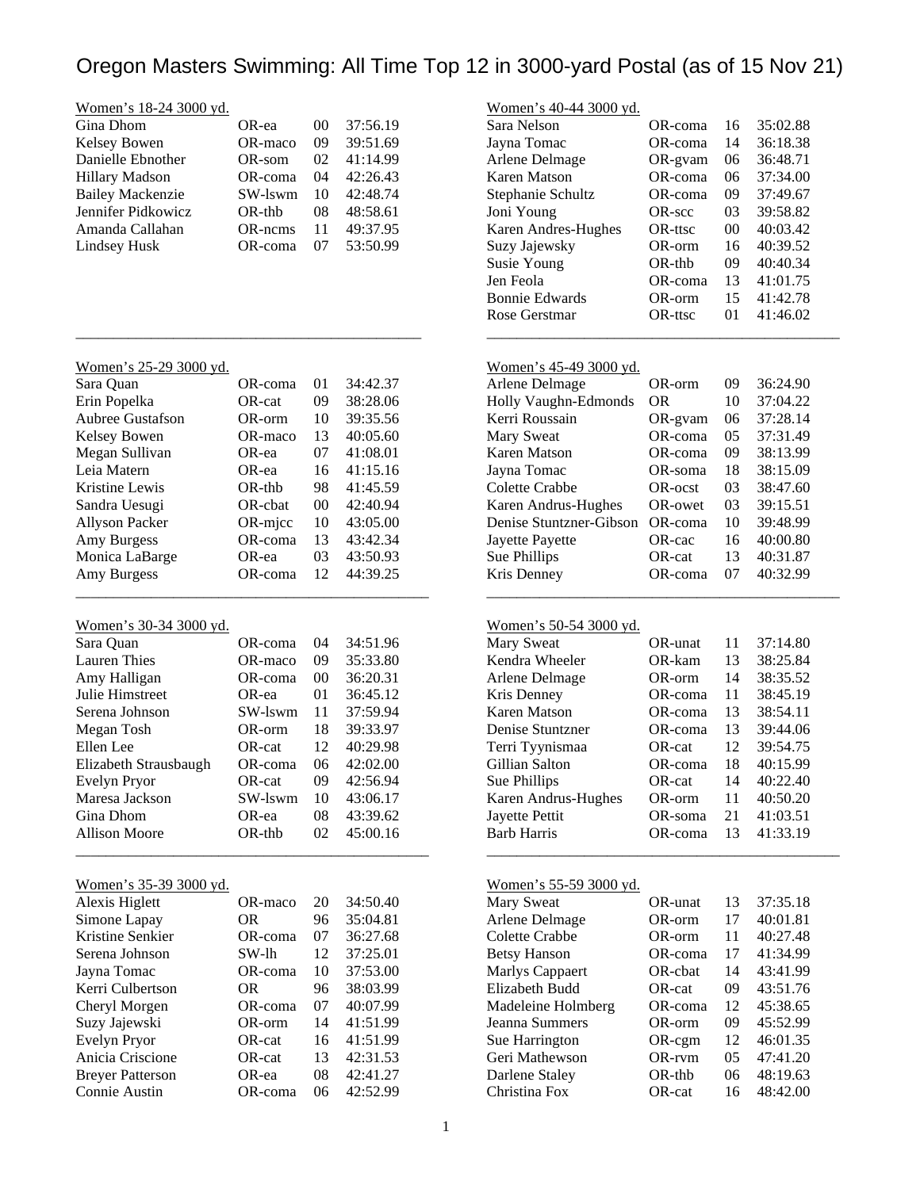# Oregon Masters Swimming: All Time Top 12 in 3000-yard Postal (as of 15 Nov 21)

## Women's 18-24 3000 yd.

| Name | Club | Year | Time |
|---|---|---|---|
| Gina Dhom | OR-ea | 00 | 37:56.19 |
| Kelsey Bowen | OR-maco | 09 | 39:51.69 |
| Danielle Ebnother | OR-som | 02 | 41:14.99 |
| Hillary Madson | OR-coma | 04 | 42:26.43 |
| Bailey Mackenzie | SW-lswm | 10 | 42:48.74 |
| Jennifer Pidkowicz | OR-thb | 08 | 48:58.61 |
| Amanda Callahan | OR-ncms | 11 | 49:37.95 |
| Lindsey Husk | OR-coma | 07 | 53:50.99 |

## Women's 25-29 3000 yd.

| Name | Club | Year | Time |
|---|---|---|---|
| Sara Quan | OR-coma | 01 | 34:42.37 |
| Erin Popelka | OR-cat | 09 | 38:28.06 |
| Aubree Gustafson | OR-orm | 10 | 39:35.56 |
| Kelsey Bowen | OR-maco | 13 | 40:05.60 |
| Megan Sullivan | OR-ea | 07 | 41:08.01 |
| Leia Matern | OR-ea | 16 | 41:15.16 |
| Kristine Lewis | OR-thb | 98 | 41:45.59 |
| Sandra Uesugi | OR-cbat | 00 | 42:40.94 |
| Allyson Packer | OR-mjcc | 10 | 43:05.00 |
| Amy Burgess | OR-coma | 13 | 43:42.34 |
| Monica LaBarge | OR-ea | 03 | 43:50.93 |
| Amy Burgess | OR-coma | 12 | 44:39.25 |

## Women's 30-34 3000 yd.

| Name | Club | Year | Time |
|---|---|---|---|
| Sara Quan | OR-coma | 04 | 34:51.96 |
| Lauren Thies | OR-maco | 09 | 35:33.80 |
| Amy Halligan | OR-coma | 00 | 36:20.31 |
| Julie Himstreet | OR-ea | 01 | 36:45.12 |
| Serena Johnson | SW-lswm | 11 | 37:59.94 |
| Megan Tosh | OR-orm | 18 | 39:33.97 |
| Ellen Lee | OR-cat | 12 | 40:29.98 |
| Elizabeth Strausbaugh | OR-coma | 06 | 42:02.00 |
| Evelyn Pryor | OR-cat | 09 | 42:56.94 |
| Maresa Jackson | SW-lswm | 10 | 43:06.17 |
| Gina Dhom | OR-ea | 08 | 43:39.62 |
| Allison Moore | OR-thb | 02 | 45:00.16 |

## Women's 35-39 3000 yd.

| Name | Club | Year | Time |
|---|---|---|---|
| Alexis Higlett | OR-maco | 20 | 34:50.40 |
| Simone Lapay | OR | 96 | 35:04.81 |
| Kristine Senkier | OR-coma | 07 | 36:27.68 |
| Serena Johnson | SW-lh | 12 | 37:25.01 |
| Jayna Tomac | OR-coma | 10 | 37:53.00 |
| Kerri Culbertson | OR | 96 | 38:03.99 |
| Cheryl Morgen | OR-coma | 07 | 40:07.99 |
| Suzy Jajewski | OR-orm | 14 | 41:51.99 |
| Evelyn Pryor | OR-cat | 16 | 41:51.99 |
| Anicia Criscione | OR-cat | 13 | 42:31.53 |
| Breyer Patterson | OR-ea | 08 | 42:41.27 |
| Connie Austin | OR-coma | 06 | 42:52.99 |

## Women's 40-44 3000 yd.

| Name | Club | Year | Time |
|---|---|---|---|
| Sara Nelson | OR-coma | 16 | 35:02.88 |
| Jayna Tomac | OR-coma | 14 | 36:18.38 |
| Arlene Delmage | OR-gvam | 06 | 36:48.71 |
| Karen Matson | OR-coma | 06 | 37:34.00 |
| Stephanie Schultz | OR-coma | 09 | 37:49.67 |
| Joni Young | OR-scc | 03 | 39:58.82 |
| Karen Andres-Hughes | OR-ttsc | 00 | 40:03.42 |
| Suzy Jajewsky | OR-orm | 16 | 40:39.52 |
| Susie Young | OR-thb | 09 | 40:40.34 |
| Jen Feola | OR-coma | 13 | 41:01.75 |
| Bonnie Edwards | OR-orm | 15 | 41:42.78 |
| Rose Gerstmar | OR-ttsc | 01 | 41:46.02 |

## Women's 45-49 3000 yd.

| Name | Club | Year | Time |
|---|---|---|---|
| Arlene Delmage | OR-orm | 09 | 36:24.90 |
| Holly Vaughn-Edmonds | OR | 10 | 37:04.22 |
| Kerri Roussain | OR-gvam | 06 | 37:28.14 |
| Mary Sweat | OR-coma | 05 | 37:31.49 |
| Karen Matson | OR-coma | 09 | 38:13.99 |
| Jayna Tomac | OR-soma | 18 | 38:15.09 |
| Colette Crabbe | OR-ocst | 03 | 38:47.60 |
| Karen Andrus-Hughes | OR-owet | 03 | 39:15.51 |
| Denise Stuntzner-Gibson | OR-coma | 10 | 39:48.99 |
| Jayette Payette | OR-cac | 16 | 40:00.80 |
| Sue Phillips | OR-cat | 13 | 40:31.87 |
| Kris Denney | OR-coma | 07 | 40:32.99 |

## Women's 50-54 3000 yd.

| Name | Club | Year | Time |
|---|---|---|---|
| Mary Sweat | OR-unat | 11 | 37:14.80 |
| Kendra Wheeler | OR-kam | 13 | 38:25.84 |
| Arlene Delmage | OR-orm | 14 | 38:35.52 |
| Kris Denney | OR-coma | 11 | 38:45.19 |
| Karen Matson | OR-coma | 13 | 38:54.11 |
| Denise Stuntzner | OR-coma | 13 | 39:44.06 |
| Terri Tyynismaa | OR-cat | 12 | 39:54.75 |
| Gillian Salton | OR-coma | 18 | 40:15.99 |
| Sue Phillips | OR-cat | 14 | 40:22.40 |
| Karen Andrus-Hughes | OR-orm | 11 | 40:50.20 |
| Jayette Pettit | OR-soma | 21 | 41:03.51 |
| Barb Harris | OR-coma | 13 | 41:33.19 |

## Women's 55-59 3000 yd.

| Name | Club | Year | Time |
|---|---|---|---|
| Mary Sweat | OR-unat | 13 | 37:35.18 |
| Arlene Delmage | OR-orm | 17 | 40:01.81 |
| Colette Crabbe | OR-orm | 11 | 40:27.48 |
| Betsy Hanson | OR-coma | 17 | 41:34.99 |
| Marlys Cappaert | OR-cbat | 14 | 43:41.99 |
| Elizabeth Budd | OR-cat | 09 | 43:51.76 |
| Madeleine Holmberg | OR-coma | 12 | 45:38.65 |
| Jeanna Summers | OR-orm | 09 | 45:52.99 |
| Sue Harrington | OR-cgm | 12 | 46:01.35 |
| Geri Mathewson | OR-rvm | 05 | 47:41.20 |
| Darlene Staley | OR-thb | 06 | 48:19.63 |
| Christina Fox | OR-cat | 16 | 48:42.00 |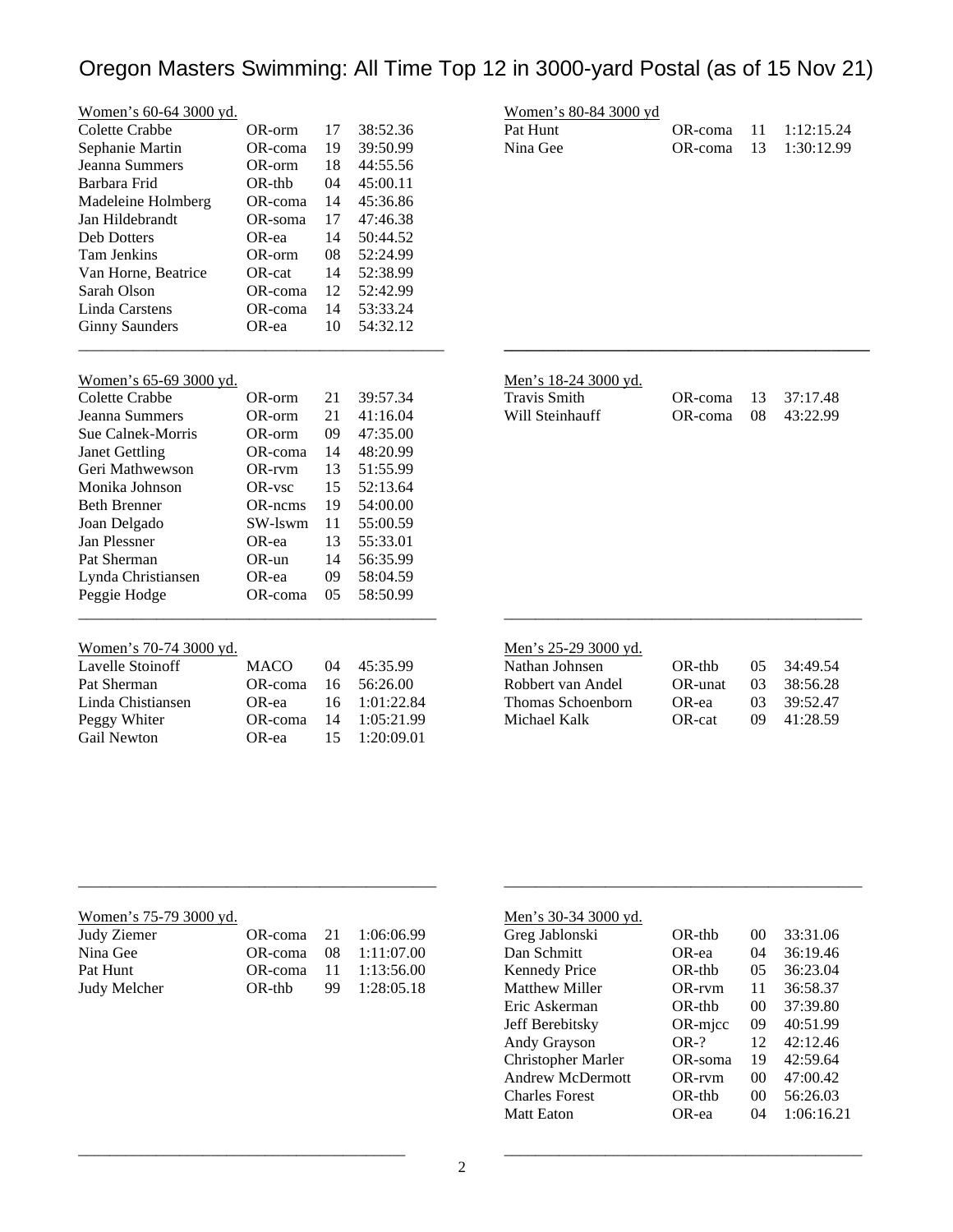# Oregon Masters Swimming: All Time Top 12 in 3000-yard Postal (as of 15 Nov 21)

## Women's 60-64 3000 yd.

| Name | Club | Year | Time |
|---|---|---|---|
| Colette Crabbe | OR-orm | 17 | 38:52.36 |
| Sephanie Martin | OR-coma | 19 | 39:50.99 |
| Jeanna Summers | OR-orm | 18 | 44:55.56 |
| Barbara Frid | OR-thb | 04 | 45:00.11 |
| Madeleine Holmberg | OR-coma | 14 | 45:36.86 |
| Jan Hildebrandt | OR-soma | 17 | 47:46.38 |
| Deb Dotters | OR-ea | 14 | 50:44.52 |
| Tam Jenkins | OR-orm | 08 | 52:24.99 |
| Van Horne, Beatrice | OR-cat | 14 | 52:38.99 |
| Sarah Olson | OR-coma | 12 | 52:42.99 |
| Linda Carstens | OR-coma | 14 | 53:33.24 |
| Ginny Saunders | OR-ea | 10 | 54:32.12 |

## Women's 65-69 3000 yd.

| Name | Club | Year | Time |
|---|---|---|---|
| Colette Crabbe | OR-orm | 21 | 39:57.34 |
| Jeanna Summers | OR-orm | 21 | 41:16.04 |
| Sue Calnek-Morris | OR-orm | 09 | 47:35.00 |
| Janet Gettling | OR-coma | 14 | 48:20.99 |
| Geri Mathwewson | OR-rvm | 13 | 51:55.99 |
| Monika Johnson | OR-vsc | 15 | 52:13.64 |
| Beth Brenner | OR-ncms | 19 | 54:00.00 |
| Joan Delgado | SW-lswm | 11 | 55:00.59 |
| Jan Plessner | OR-ea | 13 | 55:33.01 |
| Pat Sherman | OR-un | 14 | 56:35.99 |
| Lynda Christiansen | OR-ea | 09 | 58:04.59 |
| Peggie Hodge | OR-coma | 05 | 58:50.99 |

## Women's 70-74 3000 yd.

| Name | Club | Year | Time |
|---|---|---|---|
| Lavelle Stoinoff | MACO | 04 | 45:35.99 |
| Pat Sherman | OR-coma | 16 | 56:26.00 |
| Linda Chistiansen | OR-ea | 16 | 1:01:22.84 |
| Peggy Whiter | OR-coma | 14 | 1:05:21.99 |
| Gail Newton | OR-ea | 15 | 1:20:09.01 |

## Women's 75-79 3000 yd.

| Name | Club | Year | Time |
|---|---|---|---|
| Judy Ziemer | OR-coma | 21 | 1:06:06.99 |
| Nina Gee | OR-coma | 08 | 1:11:07.00 |
| Pat Hunt | OR-coma | 11 | 1:13:56.00 |
| Judy Melcher | OR-thb | 99 | 1:28:05.18 |

## Women's 80-84 3000 yd

| Name | Club | Year | Time |
|---|---|---|---|
| Pat Hunt | OR-coma | 11 | 1:12:15.24 |
| Nina Gee | OR-coma | 13 | 1:30:12.99 |

## Men's 18-24 3000 yd.

| Name | Club | Year | Time |
|---|---|---|---|
| Travis Smith | OR-coma | 13 | 37:17.48 |
| Will Steinhauff | OR-coma | 08 | 43:22.99 |

## Men's 25-29 3000 yd.

| Name | Club | Year | Time |
|---|---|---|---|
| Nathan Johnsen | OR-thb | 05 | 34:49.54 |
| Robbert van Andel | OR-unat | 03 | 38:56.28 |
| Thomas Schoenborn | OR-ea | 03 | 39:52.47 |
| Michael Kalk | OR-cat | 09 | 41:28.59 |

## Men's 30-34 3000 yd.

| Name | Club | Year | Time |
|---|---|---|---|
| Greg Jablonski | OR-thb | 00 | 33:31.06 |
| Dan Schmitt | OR-ea | 04 | 36:19.46 |
| Kennedy Price | OR-thb | 05 | 36:23.04 |
| Matthew Miller | OR-rvm | 11 | 36:58.37 |
| Eric Askerman | OR-thb | 00 | 37:39.80 |
| Jeff Berebitsky | OR-mjcc | 09 | 40:51.99 |
| Andy Grayson | OR-? | 12 | 42:12.46 |
| Christopher Marler | OR-soma | 19 | 42:59.64 |
| Andrew McDermott | OR-rvm | 00 | 47:00.42 |
| Charles Forest | OR-thb | 00 | 56:26.03 |
| Matt Eaton | OR-ea | 04 | 1:06:16.21 |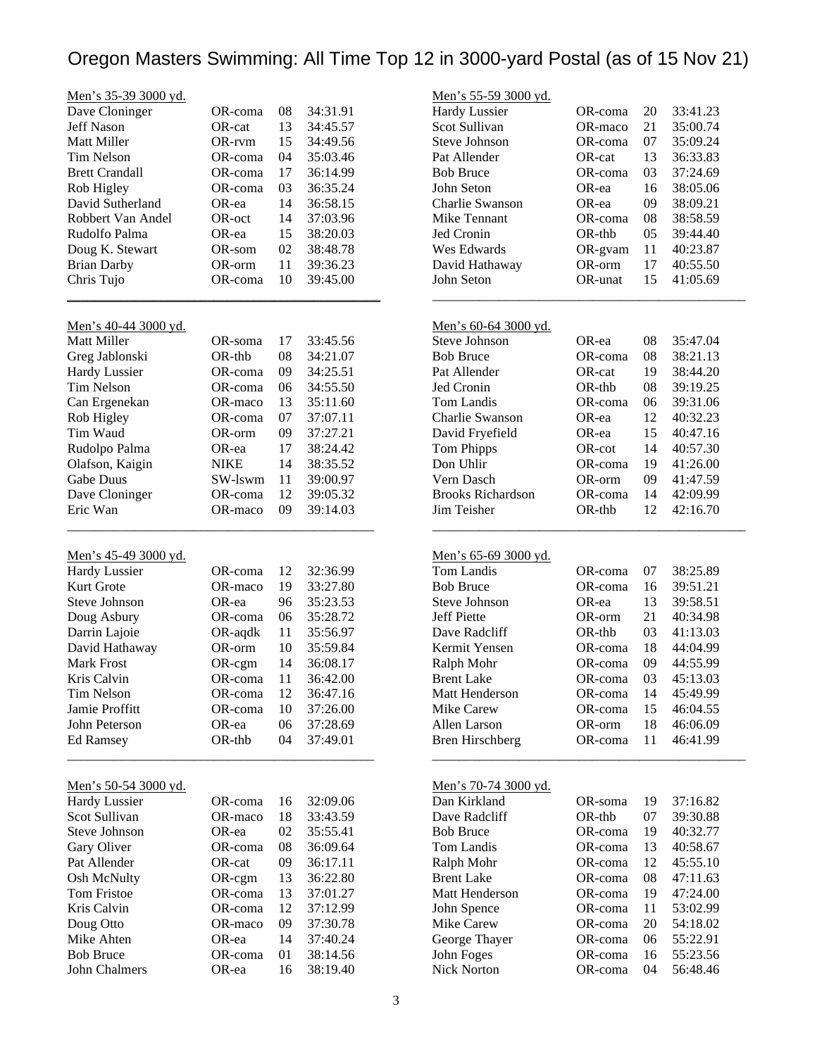# Oregon Masters Swimming: All Time Top 12 in 3000-yard Postal (as of 15 Nov 21)

## Men's 35-39 3000 yd.

| Name | Club | Year | Time |
|---|---|---|---|
| Dave Cloninger | OR-coma | 08 | 34:31.91 |
| Jeff Nason | OR-cat | 13 | 34:45.57 |
| Matt Miller | OR-rvm | 15 | 34:49.56 |
| Tim Nelson | OR-coma | 04 | 35:03.46 |
| Brett Crandall | OR-coma | 17 | 36:14.99 |
| Rob Higley | OR-coma | 03 | 36:35.24 |
| David Sutherland | OR-ea | 14 | 36:58.15 |
| Robbert Van Andel | OR-oct | 14 | 37:03.96 |
| Rudolfo Palma | OR-ea | 15 | 38:20.03 |
| Doug K. Stewart | OR-som | 02 | 38:48.78 |
| Brian Darby | OR-orm | 11 | 39:36.23 |
| Chris Tujo | OR-coma | 10 | 39:45.00 |

## Men's 40-44 3000 yd.

| Name | Club | Year | Time |
|---|---|---|---|
| Matt Miller | OR-soma | 17 | 33:45.56 |
| Greg Jablonski | OR-thb | 08 | 34:21.07 |
| Hardy Lussier | OR-coma | 09 | 34:25.51 |
| Tim Nelson | OR-coma | 06 | 34:55.50 |
| Can Ergenekan | OR-maco | 13 | 35:11.60 |
| Rob Higley | OR-coma | 07 | 37:07.11 |
| Tim Waud | OR-orm | 09 | 37:27.21 |
| Rudolpo Palma | OR-ea | 17 | 38:24.42 |
| Olafson, Kaigin | NIKE | 14 | 38:35.52 |
| Gabe Duus | SW-lswm | 11 | 39:00.97 |
| Dave Cloninger | OR-coma | 12 | 39:05.32 |
| Eric Wan | OR-maco | 09 | 39:14.03 |

## Men's 45-49 3000 yd.

| Name | Club | Year | Time |
|---|---|---|---|
| Hardy Lussier | OR-coma | 12 | 32:36.99 |
| Kurt Grote | OR-maco | 19 | 33:27.80 |
| Steve Johnson | OR-ea | 96 | 35:23.53 |
| Doug Asbury | OR-coma | 06 | 35:28.72 |
| Darrin Lajoie | OR-aqdk | 11 | 35:56.97 |
| David Hathaway | OR-orm | 10 | 35:59.84 |
| Mark Frost | OR-cgm | 14 | 36:08.17 |
| Kris Calvin | OR-coma | 11 | 36:42.00 |
| Tim Nelson | OR-coma | 12 | 36:47.16 |
| Jamie Proffitt | OR-coma | 10 | 37:26.00 |
| John Peterson | OR-ea | 06 | 37:28.69 |
| Ed Ramsey | OR-thb | 04 | 37:49.01 |

## Men's 50-54 3000 yd.

| Name | Club | Year | Time |
|---|---|---|---|
| Hardy Lussier | OR-coma | 16 | 32:09.06 |
| Scot Sullivan | OR-maco | 18 | 33:43.59 |
| Steve Johnson | OR-ea | 02 | 35:55.41 |
| Gary Oliver | OR-coma | 08 | 36:09.64 |
| Pat Allender | OR-cat | 09 | 36:17.11 |
| Osh McNulty | OR-cgm | 13 | 36:22.80 |
| Tom Fristoe | OR-coma | 13 | 37:01.27 |
| Kris Calvin | OR-coma | 12 | 37:12.99 |
| Doug Otto | OR-maco | 09 | 37:30.78 |
| Mike Ahten | OR-ea | 14 | 37:40.24 |
| Bob Bruce | OR-coma | 01 | 38:14.56 |
| John Chalmers | OR-ea | 16 | 38:19.40 |

## Men's 55-59 3000 yd.

| Name | Club | Year | Time |
|---|---|---|---|
| Hardy Lussier | OR-coma | 20 | 33:41.23 |
| Scot Sullivan | OR-maco | 21 | 35:00.74 |
| Steve Johnson | OR-coma | 07 | 35:09.24 |
| Pat Allender | OR-cat | 13 | 36:33.83 |
| Bob Bruce | OR-coma | 03 | 37:24.69 |
| John Seton | OR-ea | 16 | 38:05.06 |
| Charlie Swanson | OR-ea | 09 | 38:09.21 |
| Mike Tennant | OR-coma | 08 | 38:58.59 |
| Jed Cronin | OR-thb | 05 | 39:44.40 |
| Wes Edwards | OR-gvam | 11 | 40:23.87 |
| David Hathaway | OR-orm | 17 | 40:55.50 |
| John Seton | OR-unat | 15 | 41:05.69 |

## Men's 60-64 3000 yd.

| Name | Club | Year | Time |
|---|---|---|---|
| Steve Johnson | OR-ea | 08 | 35:47.04 |
| Bob Bruce | OR-coma | 08 | 38:21.13 |
| Pat Allender | OR-cat | 19 | 38:44.20 |
| Jed Cronin | OR-thb | 08 | 39:19.25 |
| Tom Landis | OR-coma | 06 | 39:31.06 |
| Charlie Swanson | OR-ea | 12 | 40:32.23 |
| David Fryefield | OR-ea | 15 | 40:47.16 |
| Tom Phipps | OR-cot | 14 | 40:57.30 |
| Don Uhlir | OR-coma | 19 | 41:26.00 |
| Vern Dasch | OR-orm | 09 | 41:47.59 |
| Brooks Richardson | OR-coma | 14 | 42:09.99 |
| Jim Teisher | OR-thb | 12 | 42:16.70 |

## Men's 65-69 3000 yd.

| Name | Club | Year | Time |
|---|---|---|---|
| Tom Landis | OR-coma | 07 | 38:25.89 |
| Bob Bruce | OR-coma | 16 | 39:51.21 |
| Steve Johnson | OR-ea | 13 | 39:58.51 |
| Jeff Piette | OR-orm | 21 | 40:34.98 |
| Dave Radcliff | OR-thb | 03 | 41:13.03 |
| Kermit Yensen | OR-coma | 18 | 44:04.99 |
| Ralph Mohr | OR-coma | 09 | 44:55.99 |
| Brent Lake | OR-coma | 03 | 45:13.03 |
| Matt Henderson | OR-coma | 14 | 45:49.99 |
| Mike Carew | OR-coma | 15 | 46:04.55 |
| Allen Larson | OR-orm | 18 | 46:06.09 |
| Bren Hirschberg | OR-coma | 11 | 46:41.99 |

## Men's 70-74 3000 yd.

| Name | Club | Year | Time |
|---|---|---|---|
| Dan Kirkland | OR-soma | 19 | 37:16.82 |
| Dave Radcliff | OR-thb | 07 | 39:30.88 |
| Bob Bruce | OR-coma | 19 | 40:32.77 |
| Tom Landis | OR-coma | 13 | 40:58.67 |
| Ralph Mohr | OR-coma | 12 | 45:55.10 |
| Brent Lake | OR-coma | 08 | 47:11.63 |
| Matt Henderson | OR-coma | 19 | 47:24.00 |
| John Spence | OR-coma | 11 | 53:02.99 |
| Mike Carew | OR-coma | 20 | 54:18.02 |
| George Thayer | OR-coma | 06 | 55:22.91 |
| John Foges | OR-coma | 16 | 55:23.56 |
| Nick Norton | OR-coma | 04 | 56:48.46 |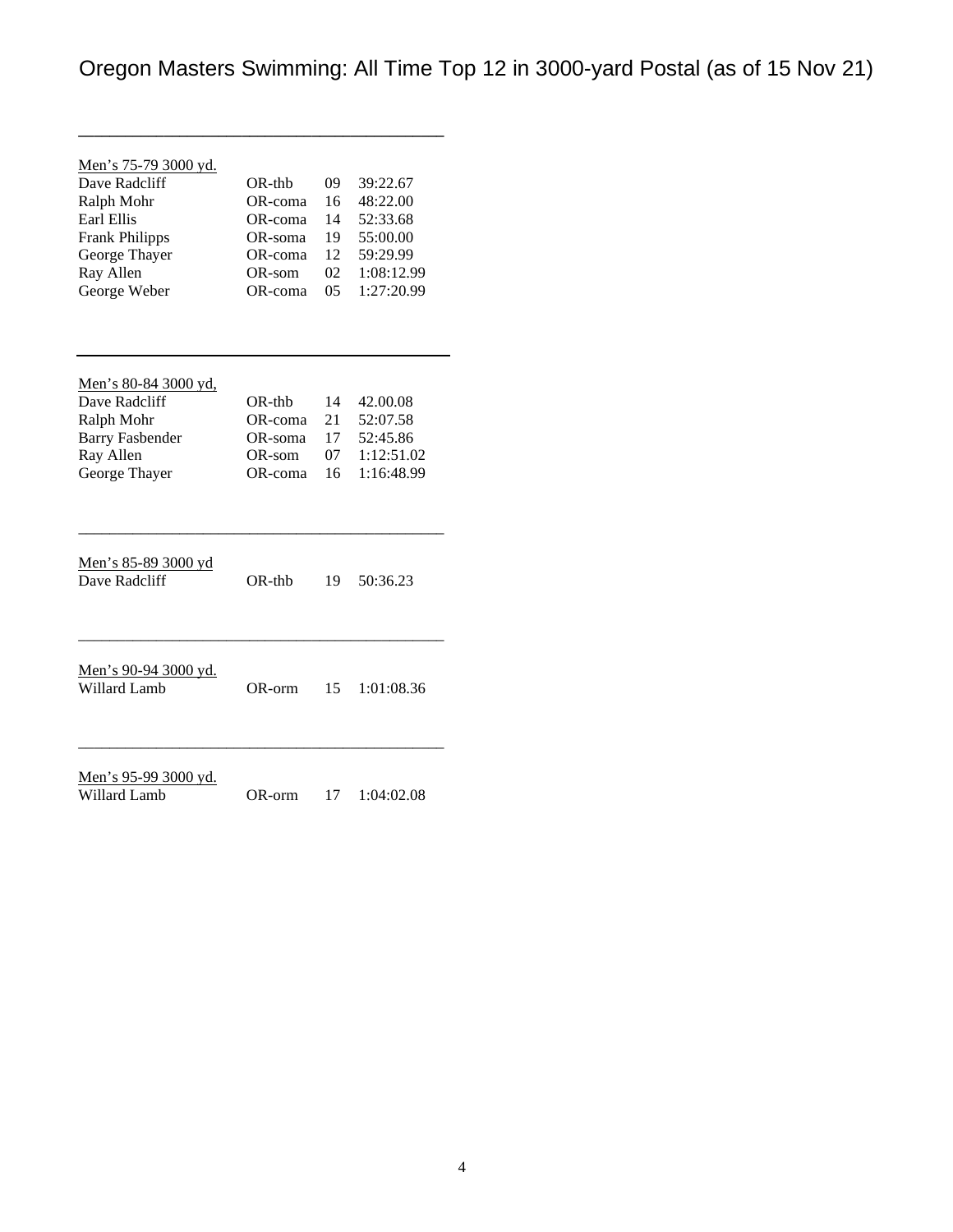# Oregon Masters Swimming: All Time Top 12 in 3000-yard Postal (as of 15 Nov 21)

---

Men's 75-79 3000 yd.

| | | | |
|---|---|---|---|
| Dave Radcliff | OR-thb | 09 | 39:22.67 |
| Ralph Mohr | OR-coma | 16 | 48:22.00 |
| Earl Ellis | OR-coma | 14 | 52:33.68 |
| Frank Philipps | OR-soma | 19 | 55:00.00 |
| George Thayer | OR-coma | 12 | 59:29.99 |
| Ray Allen | OR-som | 02 | 1:08:12.99 |
| George Weber | OR-coma | 05 | 1:27:20.99 |

---

Men's 80-84 3000 yd,

| | | | |
|---|---|---|---|
| Dave Radcliff | OR-thb | 14 | 42.00.08 |
| Ralph Mohr | OR-coma | 21 | 52:07.58 |
| Barry Fasbender | OR-soma | 17 | 52:45.86 |
| Ray Allen | OR-som | 07 | 1:12:51.02 |
| George Thayer | OR-coma | 16 | 1:16:48.99 |

---

Men's 85-89 3000 yd

| | | | |
|---|---|---|---|
| Dave Radcliff | OR-thb | 19 | 50:36.23 |

---

Men's 90-94 3000 yd.

| | | | |
|---|---|---|---|
| Willard Lamb | OR-orm | 15 | 1:01:08.36 |

---

Men's 95-99 3000 yd.

| | | | |
|---|---|---|---|
| Willard Lamb | OR-orm | 17 | 1:04:02.08 |